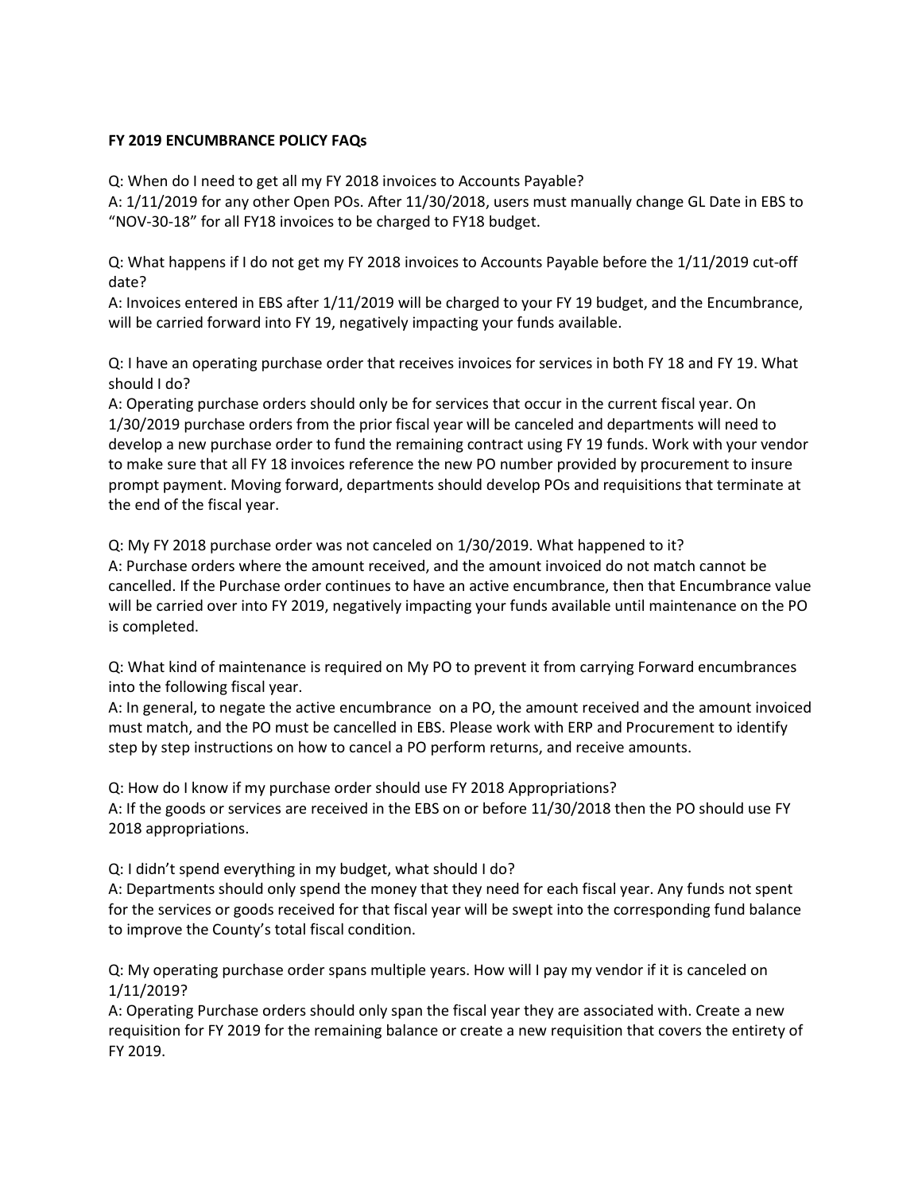**FY 2019 ENCUMBRANCE POLICY FAQs**

Q: When do I need to get all my FY 2018 invoices to Accounts Payable?
A: 1/11/2019 for any other Open POs. After 11/30/2018, users must manually change GL Date in EBS to "NOV-30-18" for all FY18 invoices to be charged to FY18 budget.

Q: What happens if I do not get my FY 2018 invoices to Accounts Payable before the 1/11/2019 cut-off date?
A: Invoices entered in EBS after 1/11/2019 will be charged to your FY 19 budget, and the Encumbrance, will be carried forward into FY 19, negatively impacting your funds available.

Q: I have an operating purchase order that receives invoices for services in both FY 18 and FY 19. What should I do?
A: Operating purchase orders should only be for services that occur in the current fiscal year. On 1/30/2019 purchase orders from the prior fiscal year will be canceled and departments will need to develop a new purchase order to fund the remaining contract using FY 19 funds. Work with your vendor to make sure that all FY 18 invoices reference the new PO number provided by procurement to insure prompt payment. Moving forward, departments should develop POs and requisitions that terminate at the end of the fiscal year.

Q: My FY 2018 purchase order was not canceled on 1/30/2019. What happened to it?
A: Purchase orders where the amount received, and the amount invoiced do not match cannot be cancelled. If the Purchase order continues to have an active encumbrance, then that Encumbrance value will be carried over into FY 2019, negatively impacting your funds available until maintenance on the PO is completed.

Q: What kind of maintenance is required on My PO to prevent it from carrying Forward encumbrances into the following fiscal year.
A: In general, to negate the active encumbrance on a PO, the amount received and the amount invoiced must match, and the PO must be cancelled in EBS. Please work with ERP and Procurement to identify step by step instructions on how to cancel a PO perform returns, and receive amounts.

Q: How do I know if my purchase order should use FY 2018 Appropriations?
A: If the goods or services are received in the EBS on or before 11/30/2018 then the PO should use FY 2018 appropriations.

Q: I didn't spend everything in my budget, what should I do?
A: Departments should only spend the money that they need for each fiscal year. Any funds not spent for the services or goods received for that fiscal year will be swept into the corresponding fund balance to improve the County's total fiscal condition.

Q: My operating purchase order spans multiple years. How will I pay my vendor if it is canceled on 1/11/2019?
A: Operating Purchase orders should only span the fiscal year they are associated with. Create a new requisition for FY 2019 for the remaining balance or create a new requisition that covers the entirety of FY 2019.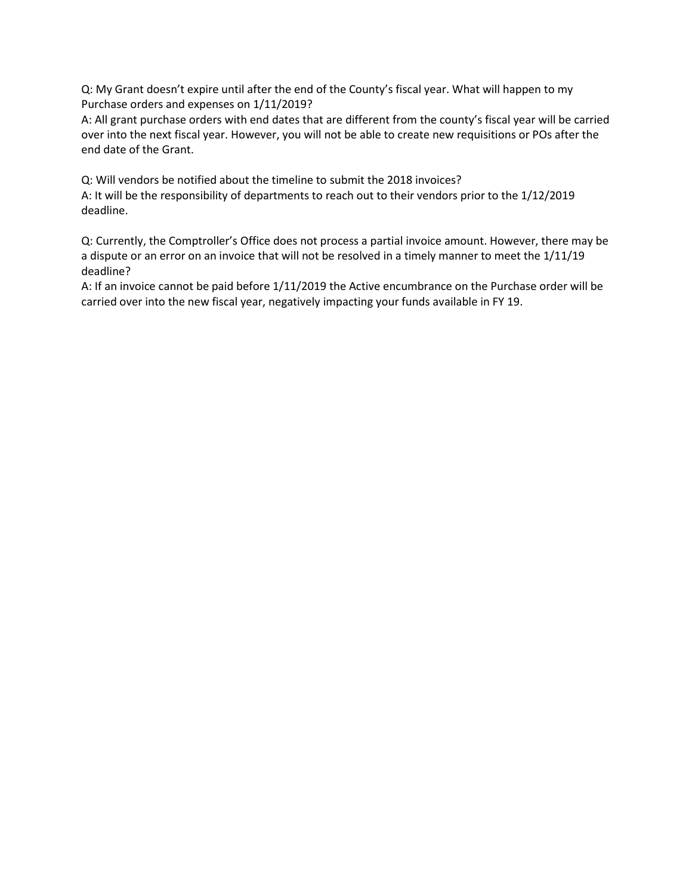Q: My Grant doesn’t expire until after the end of the County’s fiscal year. What will happen to my Purchase orders and expenses on 1/11/2019?

A: All grant purchase orders with end dates that are different from the county’s fiscal year will be carried over into the next fiscal year. However, you will not be able to create new requisitions or POs after the end date of the Grant.

Q: Will vendors be notified about the timeline to submit the 2018 invoices?

A: It will be the responsibility of departments to reach out to their vendors prior to the 1/12/2019 deadline.

Q: Currently, the Comptroller’s Office does not process a partial invoice amount. However, there may be a dispute or an error on an invoice that will not be resolved in a timely manner to meet the 1/11/19 deadline?

A: If an invoice cannot be paid before 1/11/2019 the Active encumbrance on the Purchase order will be carried over into the new fiscal year, negatively impacting your funds available in FY 19.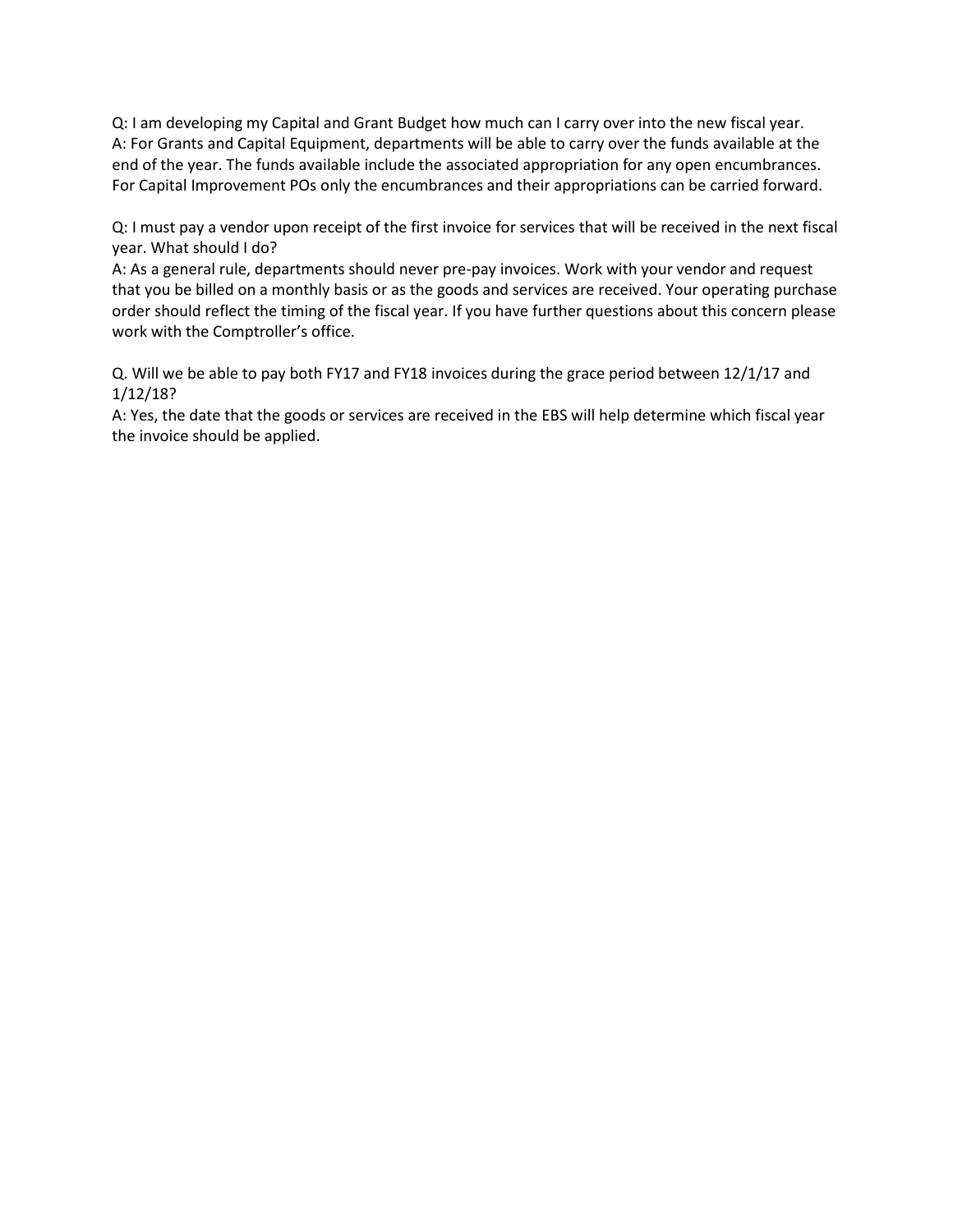Q: I am developing my Capital and Grant Budget how much can I carry over into the new fiscal year.
A: For Grants and Capital Equipment, departments will be able to carry over the funds available at the end of the year. The funds available include the associated appropriation for any open encumbrances. For Capital Improvement POs only the encumbrances and their appropriations can be carried forward.

Q: I must pay a vendor upon receipt of the first invoice for services that will be received in the next fiscal year. What should I do?
A: As a general rule, departments should never pre-pay invoices. Work with your vendor and request that you be billed on a monthly basis or as the goods and services are received. Your operating purchase order should reflect the timing of the fiscal year. If you have further questions about this concern please work with the Comptroller's office.

Q. Will we be able to pay both FY17 and FY18 invoices during the grace period between 12/1/17 and 1/12/18?
A: Yes, the date that the goods or services are received in the EBS will help determine which fiscal year the invoice should be applied.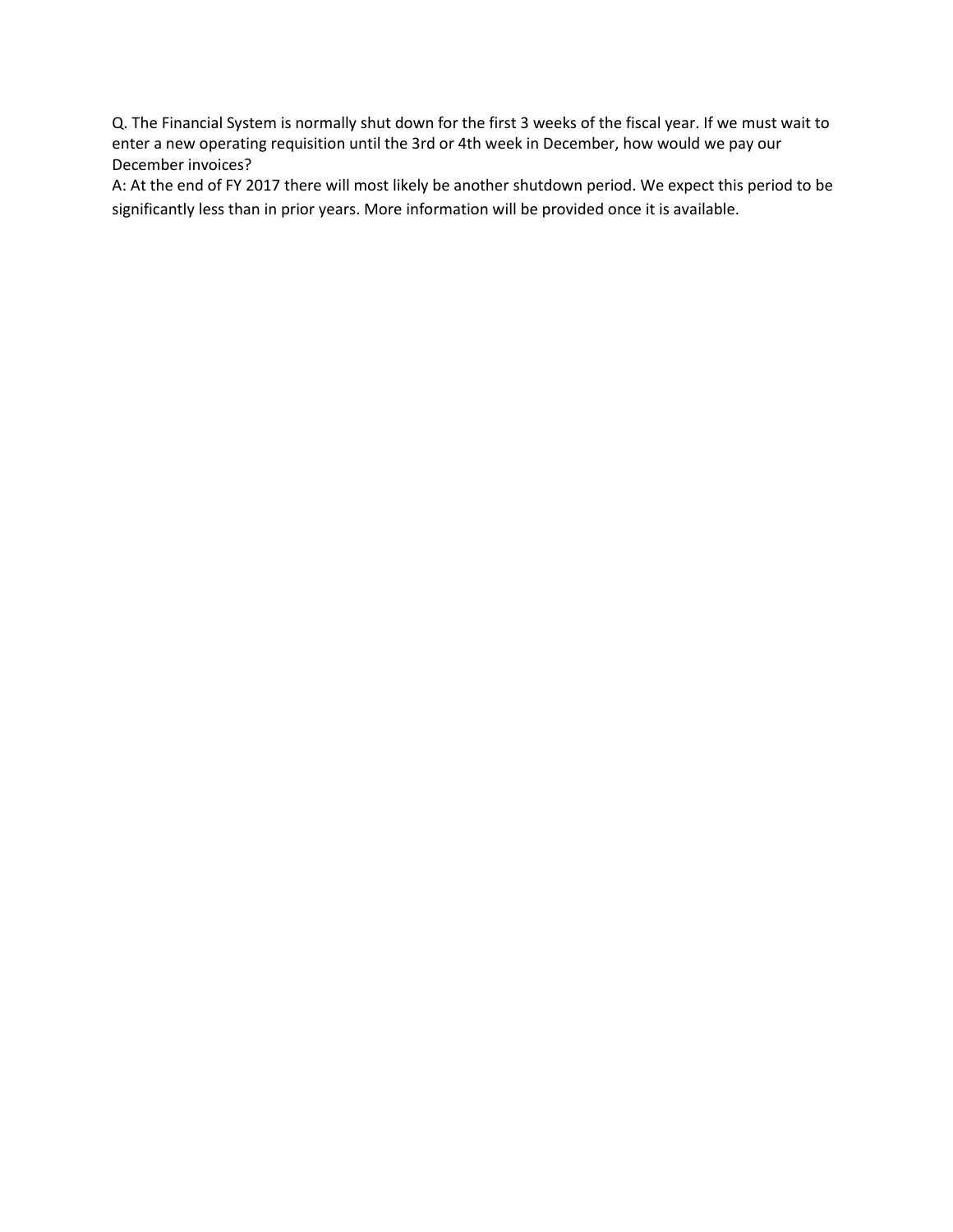Q. The Financial System is normally shut down for the first 3 weeks of the fiscal year. If we must wait to enter a new operating requisition until the 3rd or 4th week in December, how would we pay our December invoices?

A: At the end of FY 2017 there will most likely be another shutdown period. We expect this period to be significantly less than in prior years. More information will be provided once it is available.